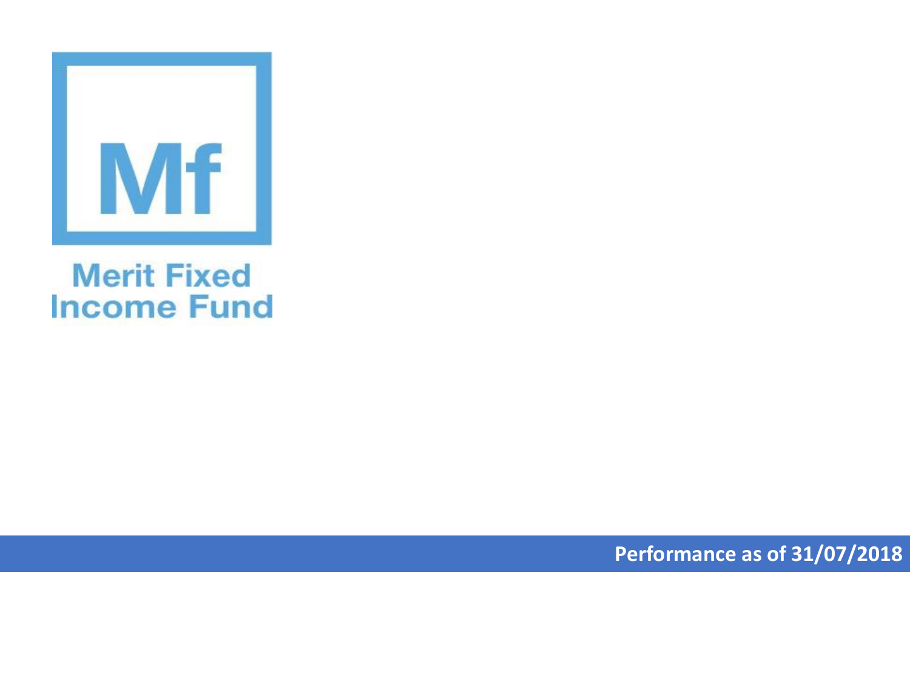Mf

# Merit Fixed Income Fund

**Performance as of 31/07/2018**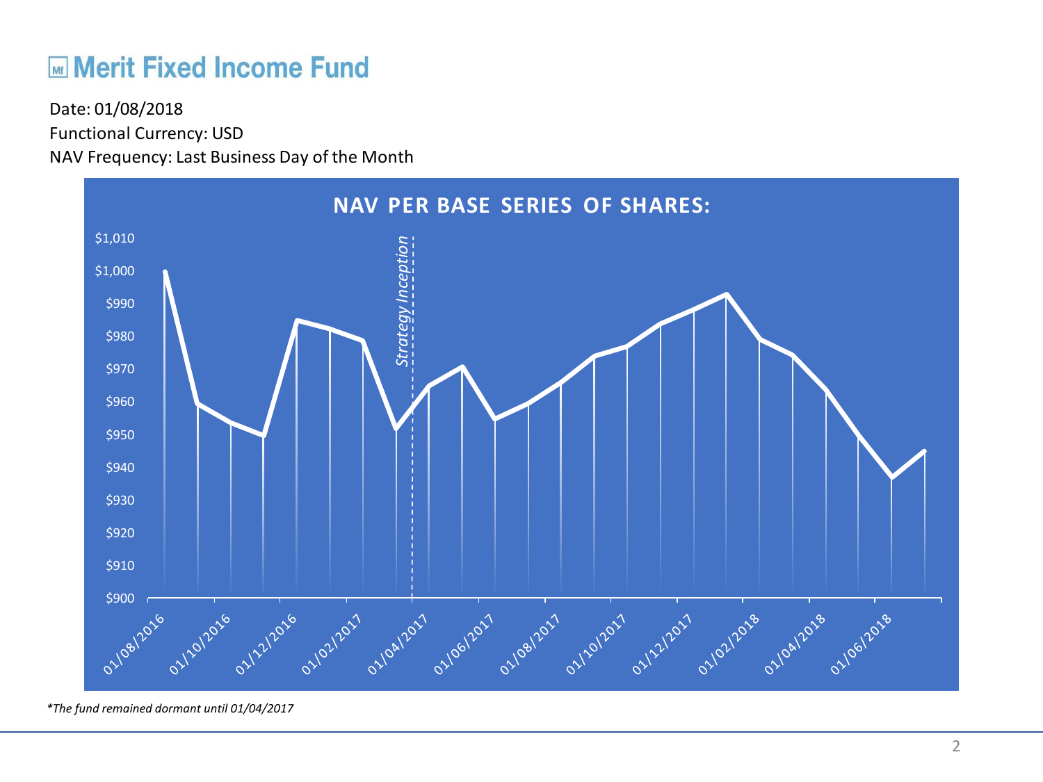# Merit Fixed Income Fund

Date: 01/08/2018

Functional Currency: USD

NAV Frequency: Last Business Day of the Month

**NAV PER BASE SERIES OF SHARES:**

*\*The fund remained dormant until 01/04/2017*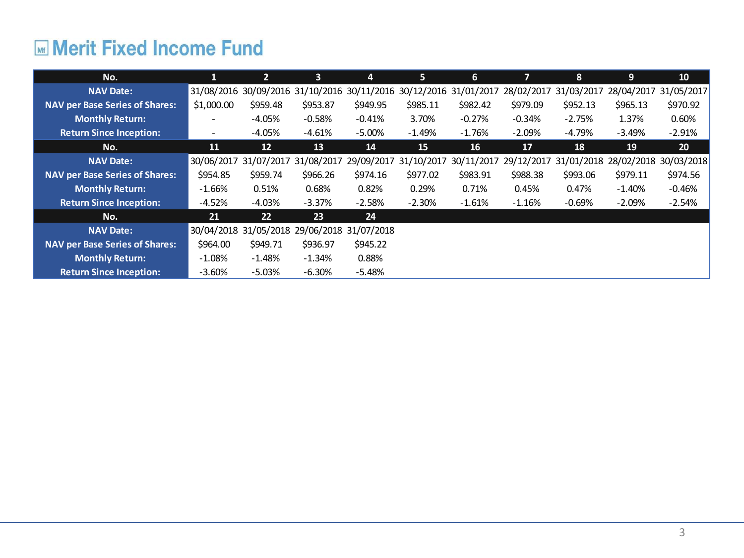# Merit Fixed Income Fund

| No. | 1 | 2 | 3 | 4 | 5 | 6 | 7 | 8 | 9 | 10 |
|---|---|---|---|---|---|---|---|---|---|---|
| NAV Date: | 31/08/2016 | 30/09/2016 | 31/10/2016 | 30/11/2016 | 30/12/2016 | 31/01/2017 | 28/02/2017 | 31/03/2017 | 28/04/2017 | 31/05/2017 |
| NAV per Base Series of Shares: | $1,000.00 | $959.48 | $953.87 | $949.95 | $985.11 | $982.42 | $979.09 | $952.13 | $965.13 | $970.92 |
| Monthly Return: | - | -4.05% | -0.58% | -0.41% | 3.70% | -0.27% | -0.34% | -2.75% | 1.37% | 0.60% |
| Return Since Inception: | - | -4.05% | -4.61% | -5.00% | -1.49% | -1.76% | -2.09% | -4.79% | -3.49% | -2.91% |
| **No.** | **11** | **12** | **13** | **14** | **15** | **16** | **17** | **18** | **19** | **20** |
| NAV Date: | 30/06/2017 | 31/07/2017 | 31/08/2017 | 29/09/2017 | 31/10/2017 | 30/11/2017 | 29/12/2017 | 31/01/2018 | 28/02/2018 | 30/03/2018 |
| NAV per Base Series of Shares: | $954.85 | $959.74 | $966.26 | $974.16 | $977.02 | $983.91 | $988.38 | $993.06 | $979.11 | $974.56 |
| Monthly Return: | -1.66% | 0.51% | 0.68% | 0.82% | 0.29% | 0.71% | 0.45% | 0.47% | -1.40% | -0.46% |
| Return Since Inception: | -4.52% | -4.03% | -3.37% | -2.58% | -2.30% | -1.61% | -1.16% | -0.69% | -2.09% | -2.54% |
| **No.** | **21** | **22** | **23** | **24** | | | | | | |
| NAV Date: | 30/04/2018 | 31/05/2018 | 29/06/2018 | 31/07/2018 | | | | | | |
| NAV per Base Series of Shares: | $964.00 | $949.71 | $936.97 | $945.22 | | | | | | |
| Monthly Return: | -1.08% | -1.48% | -1.34% | 0.88% | | | | | | |
| Return Since Inception: | -3.60% | -5.03% | -6.30% | -5.48% | | | | | | |